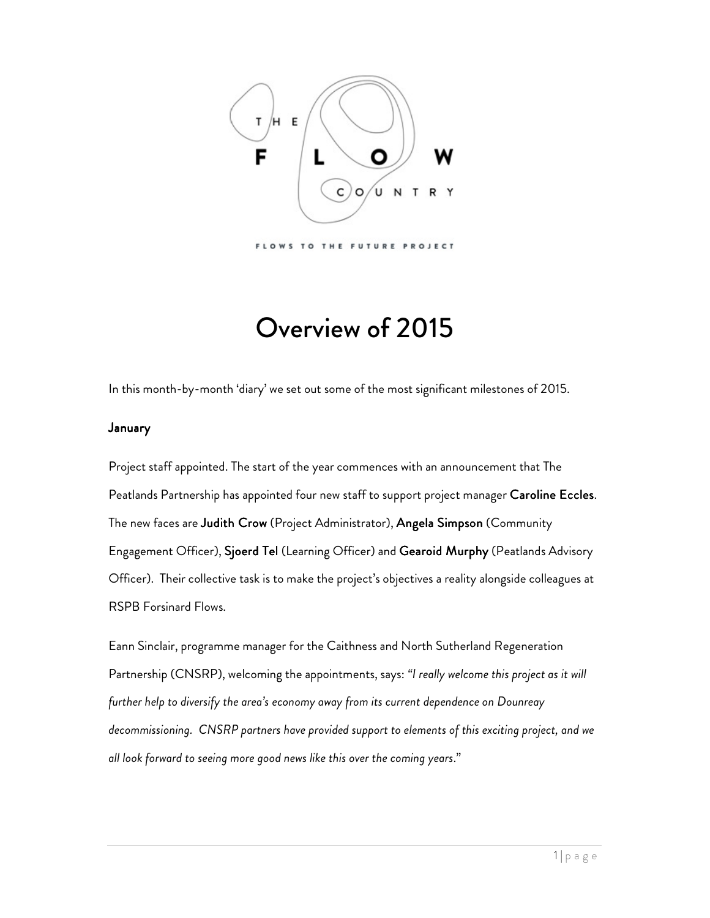THE FLOW COUNTRY

FLOWS TO THE FUTURE PROJECT

# Overview of 2015

In this month-by-month 'diary' we set out some of the most significant milestones of 2015.

**January**

Project staff appointed. The start of the year commences with an announcement that The Peatlands Partnership has appointed four new staff to support project manager **Caroline Eccles**. The new faces are **Judith Crow** (Project Administrator), **Angela Simpson** (Community Engagement Officer), **Sjoerd Tel** (Learning Officer) and **Gearoid Murphy** (Peatlands Advisory Officer). Their collective task is to make the project's objectives a reality alongside colleagues at RSPB Forsinard Flows.

Eann Sinclair, programme manager for the Caithness and North Sutherland Regeneration Partnership (CNSRP), welcoming the appointments, says: *"I really welcome this project as it will further help to diversify the area's economy away from its current dependence on Dounreay decommissioning. CNSRP partners have provided support to elements of this exciting project, and we all look forward to seeing more good news like this over the coming years*."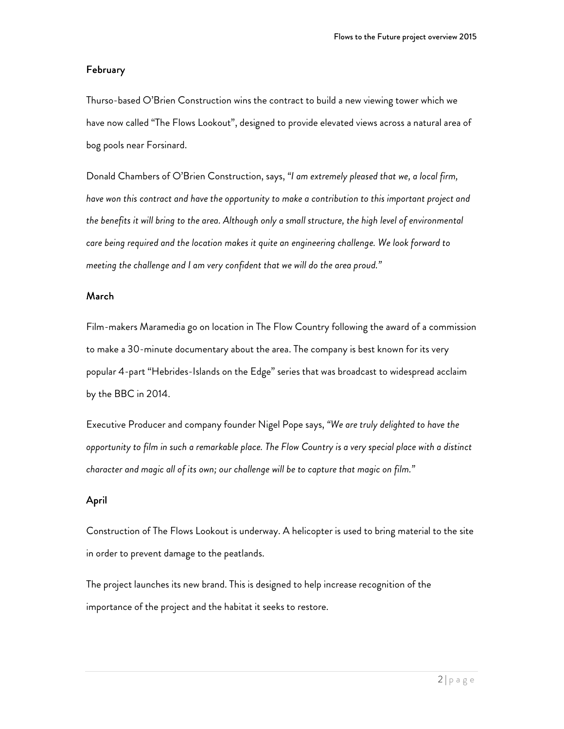## February

Thurso-based O'Brien Construction wins the contract to build a new viewing tower which we have now called "The Flows Lookout", designed to provide elevated views across a natural area of bog pools near Forsinard.

Donald Chambers of O'Brien Construction, says, *"I am extremely pleased that we, a local firm, have won this contract and have the opportunity to make a contribution to this important project and the benefits it will bring to the area. Although only a small structure, the high level of environmental care being required and the location makes it quite an engineering challenge. We look forward to meeting the challenge and I am very confident that we will do the area proud."*

## March

Film-makers Maramedia go on location in The Flow Country following the award of a commission to make a 30-minute documentary about the area. The company is best known for its very popular 4-part "Hebrides-Islands on the Edge" series that was broadcast to widespread acclaim by the BBC in 2014.

Executive Producer and company founder Nigel Pope says, *"We are truly delighted to have the opportunity to film in such a remarkable place. The Flow Country is a very special place with a distinct character and magic all of its own; our challenge will be to capture that magic on film."*

## April

Construction of The Flows Lookout is underway. A helicopter is used to bring material to the site in order to prevent damage to the peatlands.

The project launches its new brand. This is designed to help increase recognition of the importance of the project and the habitat it seeks to restore.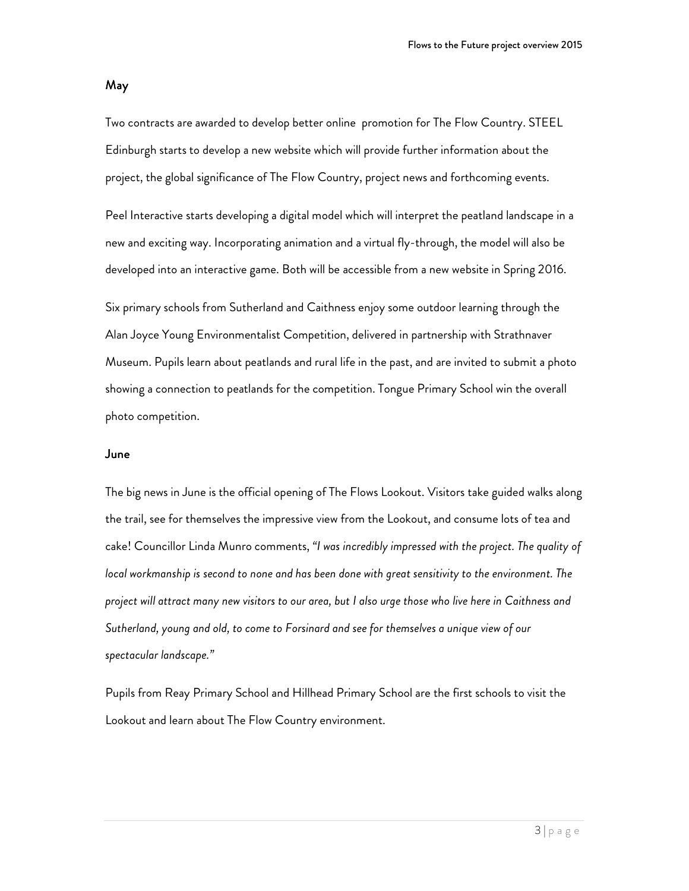## May

Two contracts are awarded to develop better online promotion for The Flow Country. STEEL Edinburgh starts to develop a new website which will provide further information about the project, the global significance of The Flow Country, project news and forthcoming events.

Peel Interactive starts developing a digital model which will interpret the peatland landscape in a new and exciting way. Incorporating animation and a virtual fly-through, the model will also be developed into an interactive game. Both will be accessible from a new website in Spring 2016.

Six primary schools from Sutherland and Caithness enjoy some outdoor learning through the Alan Joyce Young Environmentalist Competition, delivered in partnership with Strathnaver Museum. Pupils learn about peatlands and rural life in the past, and are invited to submit a photo showing a connection to peatlands for the competition. Tongue Primary School win the overall photo competition.

## June

The big news in June is the official opening of The Flows Lookout. Visitors take guided walks along the trail, see for themselves the impressive view from the Lookout, and consume lots of tea and cake! Councillor Linda Munro comments, *"I was incredibly impressed with the project. The quality of local workmanship is second to none and has been done with great sensitivity to the environment. The project will attract many new visitors to our area, but I also urge those who live here in Caithness and Sutherland, young and old, to come to Forsinard and see for themselves a unique view of our spectacular landscape."*

Pupils from Reay Primary School and Hillhead Primary School are the first schools to visit the Lookout and learn about The Flow Country environment.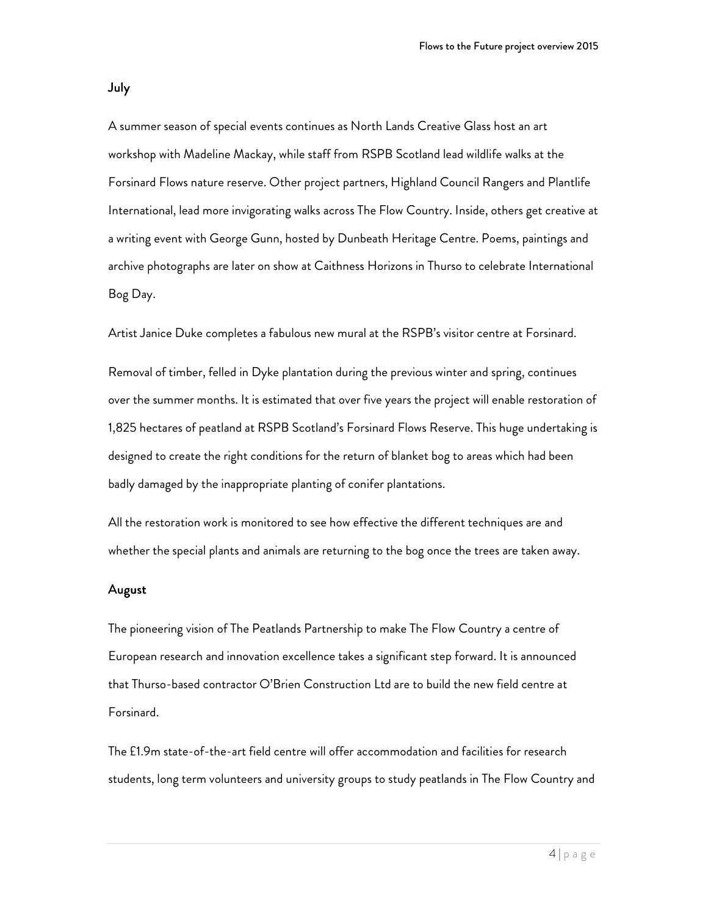## July

A summer season of special events continues as North Lands Creative Glass host an art workshop with Madeline Mackay, while staff from RSPB Scotland lead wildlife walks at the Forsinard Flows nature reserve. Other project partners, Highland Council Rangers and Plantlife International, lead more invigorating walks across The Flow Country. Inside, others get creative at a writing event with George Gunn, hosted by Dunbeath Heritage Centre. Poems, paintings and archive photographs are later on show at Caithness Horizons in Thurso to celebrate International Bog Day.

Artist Janice Duke completes a fabulous new mural at the RSPB's visitor centre at Forsinard.

Removal of timber, felled in Dyke plantation during the previous winter and spring, continues over the summer months. It is estimated that over five years the project will enable restoration of 1,825 hectares of peatland at RSPB Scotland's Forsinard Flows Reserve. This huge undertaking is designed to create the right conditions for the return of blanket bog to areas which had been badly damaged by the inappropriate planting of conifer plantations.

All the restoration work is monitored to see how effective the different techniques are and whether the special plants and animals are returning to the bog once the trees are taken away.

## August

The pioneering vision of The Peatlands Partnership to make The Flow Country a centre of European research and innovation excellence takes a significant step forward. It is announced that Thurso-based contractor O'Brien Construction Ltd are to build the new field centre at Forsinard.

The £1.9m state-of-the-art field centre will offer accommodation and facilities for research students, long term volunteers and university groups to study peatlands in The Flow Country and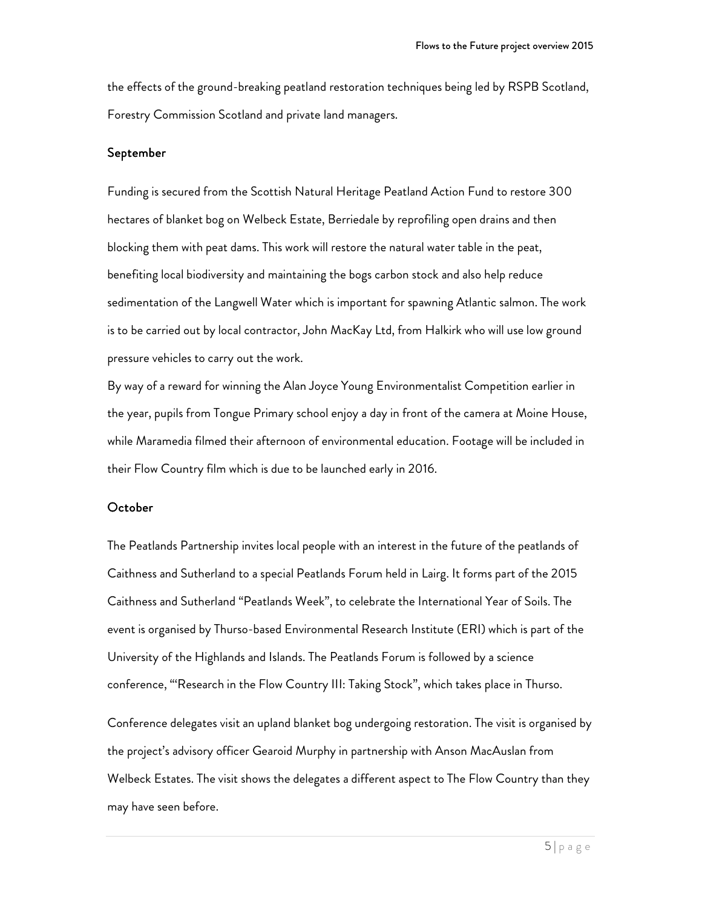the effects of the ground-breaking peatland restoration techniques being led by RSPB Scotland, Forestry Commission Scotland and private land managers.

## September

Funding is secured from the Scottish Natural Heritage Peatland Action Fund to restore 300 hectares of blanket bog on Welbeck Estate, Berriedale by reprofiling open drains and then blocking them with peat dams. This work will restore the natural water table in the peat, benefiting local biodiversity and maintaining the bogs carbon stock and also help reduce sedimentation of the Langwell Water which is important for spawning Atlantic salmon. The work is to be carried out by local contractor, John MacKay Ltd, from Halkirk who will use low ground pressure vehicles to carry out the work.

By way of a reward for winning the Alan Joyce Young Environmentalist Competition earlier in the year, pupils from Tongue Primary school enjoy a day in front of the camera at Moine House, while Maramedia filmed their afternoon of environmental education. Footage will be included in their Flow Country film which is due to be launched early in 2016.

## October

The Peatlands Partnership invites local people with an interest in the future of the peatlands of Caithness and Sutherland to a special Peatlands Forum held in Lairg. It forms part of the 2015 Caithness and Sutherland "Peatlands Week", to celebrate the International Year of Soils. The event is organised by Thurso-based Environmental Research Institute (ERI) which is part of the University of the Highlands and Islands. The Peatlands Forum is followed by a science conference, "'Research in the Flow Country III: Taking Stock", which takes place in Thurso.

Conference delegates visit an upland blanket bog undergoing restoration. The visit is organised by the project's advisory officer Gearoid Murphy in partnership with Anson MacAuslan from Welbeck Estates. The visit shows the delegates a different aspect to The Flow Country than they may have seen before.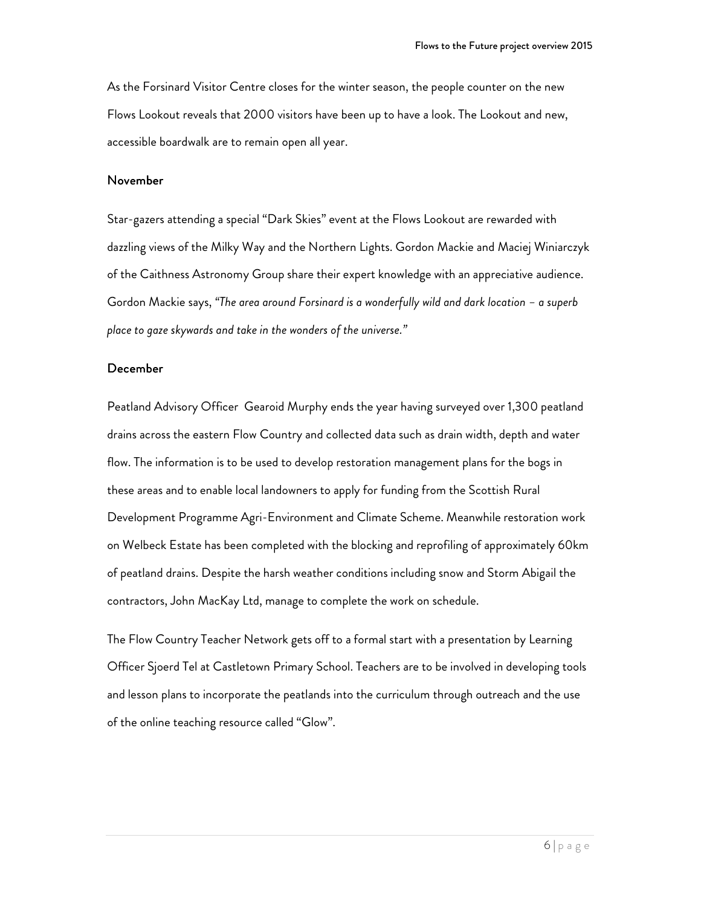As the Forsinard Visitor Centre closes for the winter season, the people counter on the new Flows Lookout reveals that 2000 visitors have been up to have a look. The Lookout and new, accessible boardwalk are to remain open all year.

## November

Star-gazers attending a special "Dark Skies" event at the Flows Lookout are rewarded with dazzling views of the Milky Way and the Northern Lights. Gordon Mackie and Maciej Winiarczyk of the Caithness Astronomy Group share their expert knowledge with an appreciative audience. Gordon Mackie says, *"The area around Forsinard is a wonderfully wild and dark location – a superb place to gaze skywards and take in the wonders of the universe."*

## December

Peatland Advisory Officer Gearoid Murphy ends the year having surveyed over 1,300 peatland drains across the eastern Flow Country and collected data such as drain width, depth and water flow. The information is to be used to develop restoration management plans for the bogs in these areas and to enable local landowners to apply for funding from the Scottish Rural Development Programme Agri-Environment and Climate Scheme. Meanwhile restoration work on Welbeck Estate has been completed with the blocking and reprofiling of approximately 60km of peatland drains. Despite the harsh weather conditions including snow and Storm Abigail the contractors, John MacKay Ltd, manage to complete the work on schedule.

The Flow Country Teacher Network gets off to a formal start with a presentation by Learning Officer Sjoerd Tel at Castletown Primary School. Teachers are to be involved in developing tools and lesson plans to incorporate the peatlands into the curriculum through outreach and the use of the online teaching resource called "Glow".